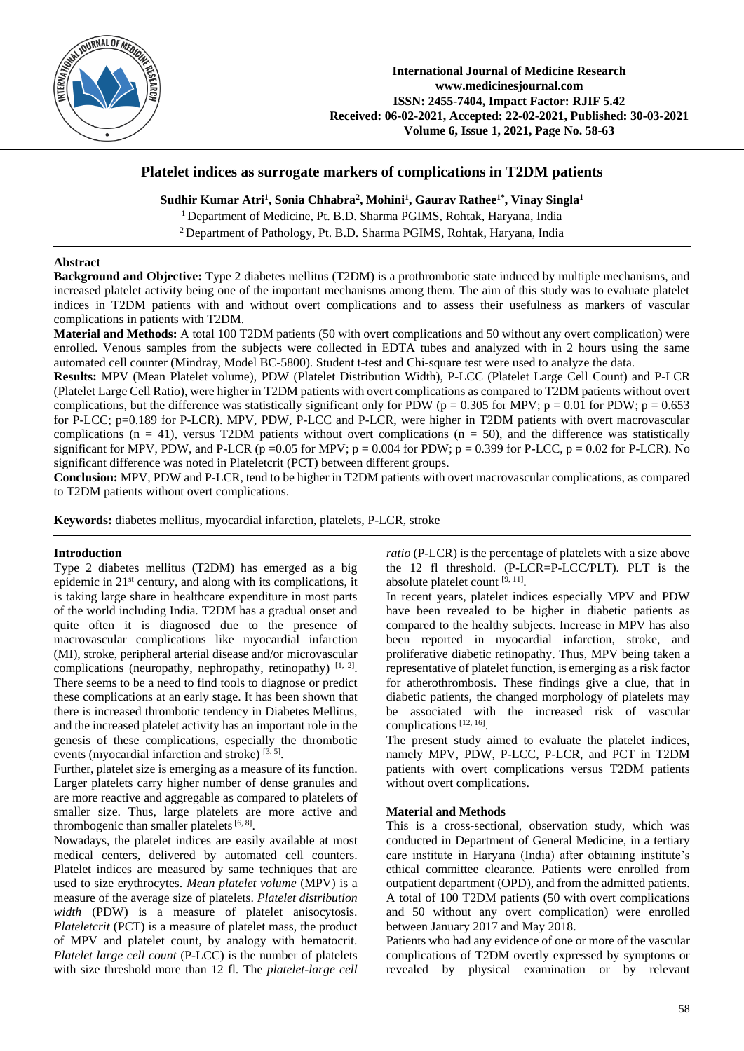# Platelet indices as surrogate markers of complications in T2DM patients

**Sudhir Kumar Atri[1], Sonia Chhabra[2], Mohini[1], Gaurav Rathee[1*], Vinay Singla[1]**

[1] Department of Medicine, Pt. B.D. Sharma PGIMS, Rohtak, Haryana, India

[2] Department of Pathology, Pt. B.D. Sharma PGIMS, Rohtak, Haryana, India

## Abstract

**Background and Objective:** Type 2 diabetes mellitus (T2DM) is a prothrombotic state induced by multiple mechanisms, and increased platelet activity being one of the important mechanisms among them. The aim of this study was to evaluate platelet indices in T2DM patients with and without overt complications and to assess their usefulness as markers of vascular complications in patients with T2DM.

**Material and Methods:** A total 100 T2DM patients (50 with overt complications and 50 without any overt complication) were enrolled. Venous samples from the subjects were collected in EDTA tubes and analyzed with in 2 hours using the same automated cell counter (Mindray, Model BC-5800). Student t-test and Chi-square test were used to analyze the data.

**Results:** MPV (Mean Platelet volume), PDW (Platelet Distribution Width), P-LCC (Platelet Large Cell Count) and P-LCR (Platelet Large Cell Ratio), were higher in T2DM patients with overt complications as compared to T2DM patients without overt complications, but the difference was statistically significant only for PDW ($p = 0.305$ for MPV; $p = 0.01$ for PDW; $p = 0.653$ for P-LCC; $p=0.189$ for P-LCR). MPV, PDW, P-LCC and P-LCR, were higher in T2DM patients with overt macrovascular complications ($n = 41$), versus T2DM patients without overt complications ($n = 50$), and the difference was statistically significant for MPV, PDW, and P-LCR ($p =0.05$ for MPV; $p = 0.004$ for PDW; $p = 0.399$ for P-LCC, $p = 0.02$ for P-LCR). No significant difference was noted in Plateletcrit (PCT) between different groups.

**Conclusion:** MPV, PDW and P-LCR, tend to be higher in T2DM patients with overt macrovascular complications, as compared to T2DM patients without overt complications.

**Keywords:** diabetes mellitus, myocardial infarction, platelets, P-LCR, stroke

## Introduction

Type 2 diabetes mellitus (T2DM) has emerged as a big epidemic in 21st century, and along with its complications, it is taking large share in healthcare expenditure in most parts of the world including India. T2DM has a gradual onset and quite often it is diagnosed due to the presence of macrovascular complications like myocardial infarction (MI), stroke, peripheral arterial disease and/or microvascular complications (neuropathy, nephropathy, retinopathy) [1, 2]. There seems to be a need to find tools to diagnose or predict these complications at an early stage. It has been shown that there is increased thrombotic tendency in Diabetes Mellitus, and the increased platelet activity has an important role in the genesis of these complications, especially the thrombotic events (myocardial infarction and stroke) [3, 5].

Further, platelet size is emerging as a measure of its function. Larger platelets carry higher number of dense granules and are more reactive and aggregable as compared to platelets of smaller size. Thus, large platelets are more active and thrombogenic than smaller platelets [6, 8].

Nowadays, the platelet indices are easily available at most medical centers, delivered by automated cell counters. Platelet indices are measured by same techniques that are used to size erythrocytes. *Mean platelet volume* (MPV) is a measure of the average size of platelets. *Platelet distribution width* (PDW) is a measure of platelet anisocytosis. *Plateletcrit* (PCT) is a measure of platelet mass, the product of MPV and platelet count, by analogy with hematocrit. *Platelet large cell count* (P-LCC) is the number of platelets with size threshold more than 12 fl. The *platelet-large cell ratio* (P-LCR) is the percentage of platelets with a size above the 12 fl threshold. (P-LCR=P-LCC/PLT). PLT is the absolute platelet count [9, 11].

In recent years, platelet indices especially MPV and PDW have been revealed to be higher in diabetic patients as compared to the healthy subjects. Increase in MPV has also been reported in myocardial infarction, stroke, and proliferative diabetic retinopathy. Thus, MPV being taken as a representative of platelet function, is emerging as a risk factor for atherothrombosis. These findings give a clue, that in diabetic patients, the changed morphology of platelets may be associated with the increased risk of vascular complications [12, 16].

The present study aimed to evaluate the platelet indices, namely MPV, PDW, P-LCC, P-LCR, and PCT in T2DM patients with overt complications versus T2DM patients without overt complications.

## Material and Methods

This is a cross-sectional, observation study, which was conducted in Department of General Medicine, in a tertiary care institute in Haryana (India) after obtaining institute's ethical committee clearance. Patients were enrolled from outpatient department (OPD), and from the admitted patients. A total of 100 T2DM patients (50 with overt complications and 50 without any overt complication) were enrolled between January 2017 and May 2018.

Patients who had any evidence of one or more of the vascular complications of T2DM overtly expressed by symptoms or revealed by physical examination or by relevant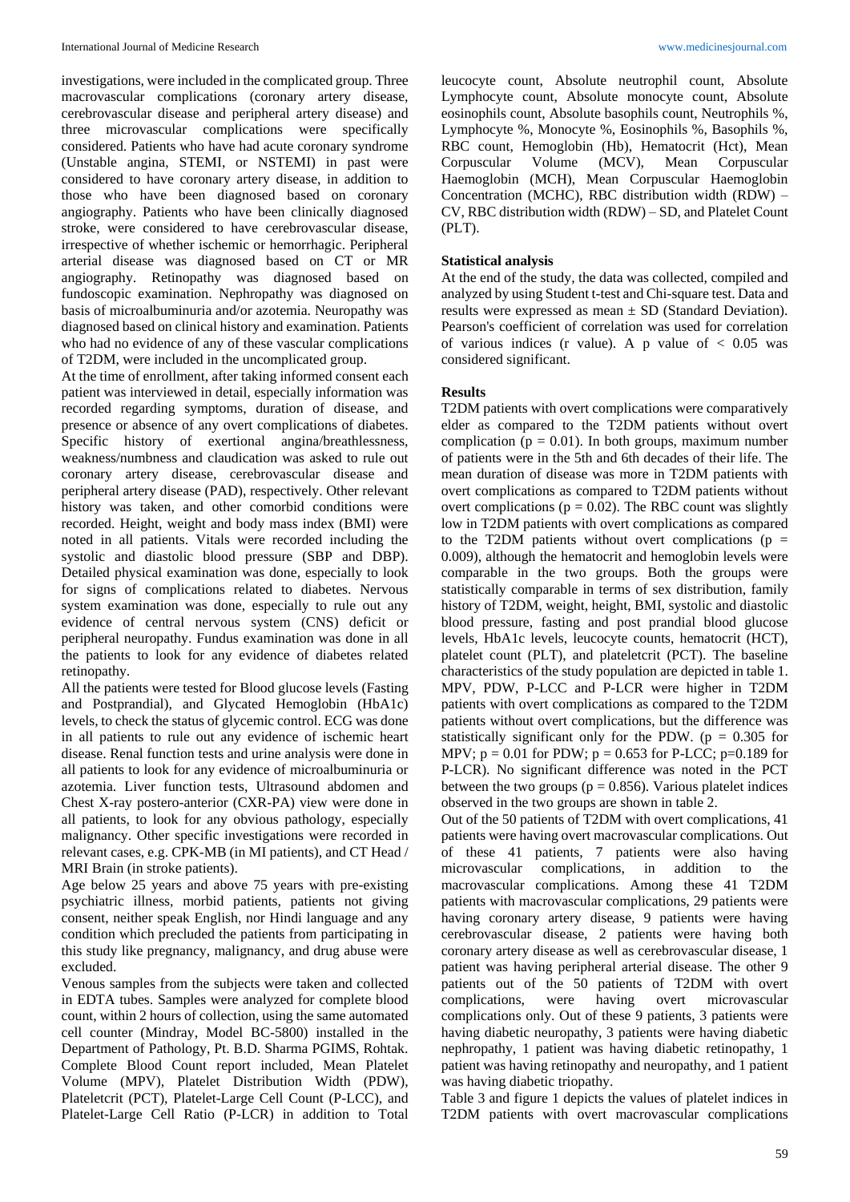investigations, were included in the complicated group. Three macrovascular complications (coronary artery disease, cerebrovascular disease and peripheral artery disease) and three microvascular complications were specifically considered. Patients who have had acute coronary syndrome (Unstable angina, STEMI, or NSTEMI) in past were considered to have coronary artery disease, in addition to those who have been diagnosed based on coronary angiography. Patients who have been clinically diagnosed stroke, were considered to have cerebrovascular disease, irrespective of whether ischemic or hemorrhagic. Peripheral arterial disease was diagnosed based on CT or MR angiography. Retinopathy was diagnosed based on fundoscopic examination. Nephropathy was diagnosed on basis of microalbuminuria and/or azotemia. Neuropathy was diagnosed based on clinical history and examination. Patients who had no evidence of any of these vascular complications of T2DM, were included in the uncomplicated group.

At the time of enrollment, after taking informed consent each patient was interviewed in detail, especially information was recorded regarding symptoms, duration of disease, and presence or absence of any overt complications of diabetes. Specific history of exertional angina/breathlessness, weakness/numbness and claudication was asked to rule out coronary artery disease, cerebrovascular disease and peripheral artery disease (PAD), respectively. Other relevant history was taken, and other comorbid conditions were recorded. Height, weight and body mass index (BMI) were noted in all patients. Vitals were recorded including the systolic and diastolic blood pressure (SBP and DBP). Detailed physical examination was done, especially to look for signs of complications related to diabetes. Nervous system examination was done, especially to rule out any evidence of central nervous system (CNS) deficit or peripheral neuropathy. Fundus examination was done in all the patients to look for any evidence of diabetes related retinopathy.

All the patients were tested for Blood glucose levels (Fasting and Postprandial), and Glycated Hemoglobin (HbA1c) levels, to check the status of glycemic control. ECG was done in all patients to rule out any evidence of ischemic heart disease. Renal function tests and urine analysis were done in all patients to look for any evidence of microalbuminuria or azotemia. Liver function tests, Ultrasound abdomen and Chest X-ray postero-anterior (CXR-PA) view were done in all patients, to look for any obvious pathology, especially malignancy. Other specific investigations were recorded in relevant cases, e.g. CPK-MB (in MI patients), and CT Head / MRI Brain (in stroke patients).

Age below 25 years and above 75 years with pre-existing psychiatric illness, morbid patients, patients not giving consent, neither speak English, nor Hindi language and any condition which precluded the patients from participating in this study like pregnancy, malignancy, and drug abuse were excluded.

Venous samples from the subjects were taken and collected in EDTA tubes. Samples were analyzed for complete blood count, within 2 hours of collection, using the same automated cell counter (Mindray, Model BC-5800) installed in the Department of Pathology, Pt. B.D. Sharma PGIMS, Rohtak. Complete Blood Count report included, Mean Platelet Volume (MPV), Platelet Distribution Width (PDW), Plateletcrit (PCT), Platelet-Large Cell Count (P-LCC), and Platelet-Large Cell Ratio (P-LCR) in addition to Total leucocyte count, Absolute neutrophil count, Absolute Lymphocyte count, Absolute monocyte count, Absolute eosinophils count, Absolute basophils count, Neutrophils %, Lymphocyte %, Monocyte %, Eosinophils %, Basophils %, RBC count, Hemoglobin (Hb), Hematocrit (Hct), Mean Corpuscular Volume (MCV), Mean Corpuscular Haemoglobin (MCH), Mean Corpuscular Haemoglobin Concentration (MCHC), RBC distribution width (RDW) – CV, RBC distribution width (RDW) – SD, and Platelet Count (PLT).

### Statistical analysis

At the end of the study, the data was collected, compiled and analyzed by using Student t-test and Chi-square test. Data and results were expressed as mean ± SD (Standard Deviation). Pearson's coefficient of correlation was used for correlation of various indices (r value). A p value of $< 0.05$ was considered significant.

### Results

T2DM patients with overt complications were comparatively elder as compared to the T2DM patients without overt complication ($p = 0.01$). In both groups, maximum number of patients were in the 5th and 6th decades of their life. The mean duration of disease was more in T2DM patients with overt complications as compared to T2DM patients without overt complications ($p = 0.02$). The RBC count was slightly low in T2DM patients with overt complications as compared to the T2DM patients without overt complications ($p = 0.009$), although the hematocrit and hemoglobin levels were comparable in the two groups. Both the groups were statistically comparable in terms of sex distribution, family history of T2DM, weight, height, BMI, systolic and diastolic blood pressure, fasting and post prandial blood glucose levels, HbA1c levels, leucocyte counts, hematocrit (HCT), platelet count (PLT), and plateletcrit (PCT). The baseline characteristics of the study population are depicted in table 1. MPV, PDW, P-LCC and P-LCR were higher in T2DM patients with overt complications as compared to the T2DM patients without overt complications, but the difference was statistically significant only for the PDW. ($p = 0.305$ for MPV; $p = 0.01$ for PDW; $p = 0.653$ for P-LCC; $p=0.189$ for P-LCR). No significant difference was noted in the PCT between the two groups ($p = 0.856$). Various platelet indices observed in the two groups are shown in table 2.

Out of the 50 patients of T2DM with overt complications, 41 patients were having overt macrovascular complications. Out of these 41 patients, 7 patients were also having microvascular complications, in addition to the macrovascular complications. Among these 41 T2DM patients with macrovascular complications, 29 patients were having coronary artery disease, 9 patients were having cerebrovascular disease, 2 patients were having both coronary artery disease as well as cerebrovascular disease, 1 patient was having peripheral arterial disease. The other 9 patients out of the 50 patients of T2DM with overt complications, were having overt microvascular complications only. Out of these 9 patients, 3 patients were having diabetic neuropathy, 3 patients were having diabetic nephropathy, 1 patient was having diabetic retinopathy, 1 patient was having retinopathy and neuropathy, and 1 patient was having diabetic triopathy.

Table 3 and figure 1 depicts the values of platelet indices in T2DM patients with overt macrovascular complications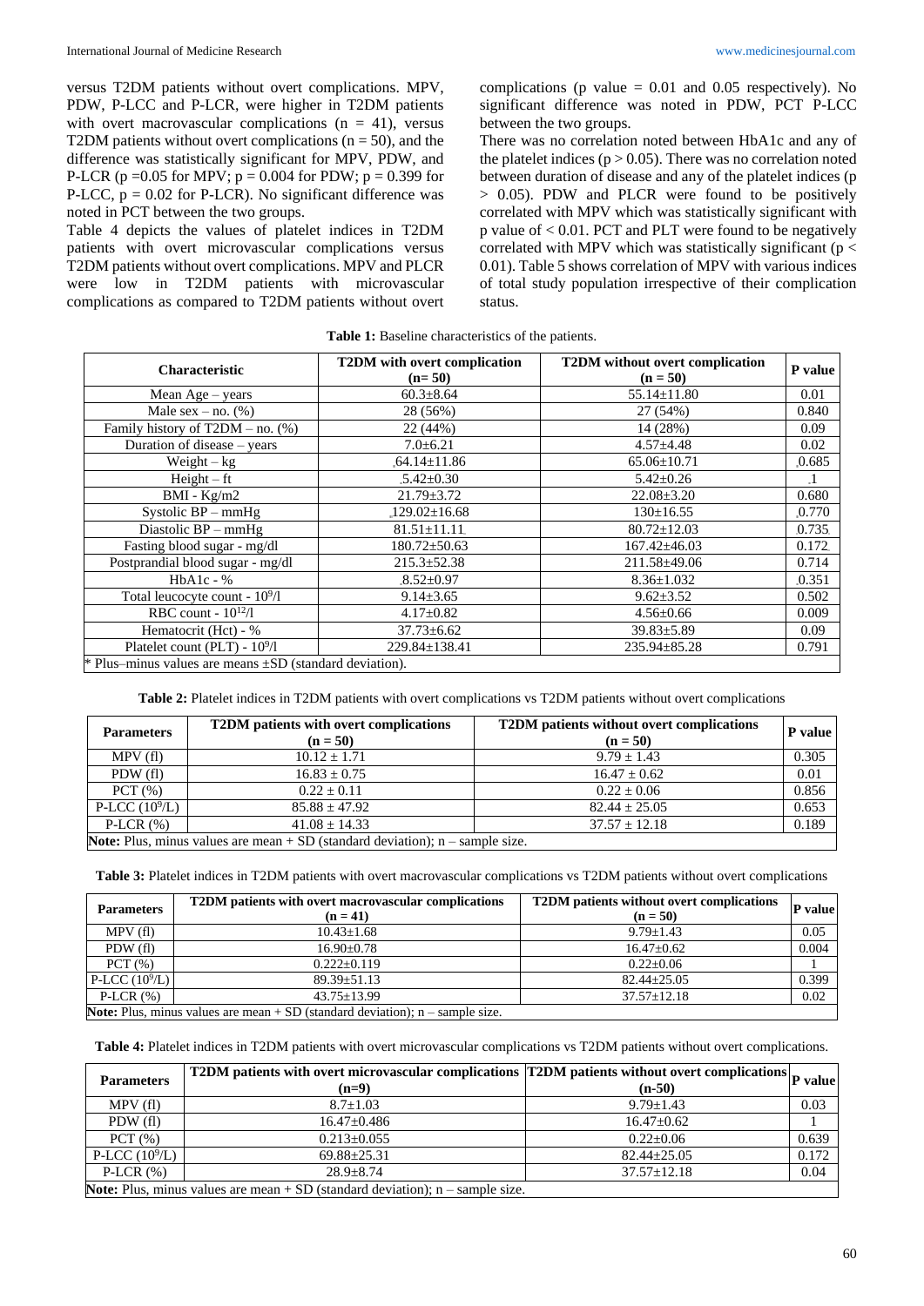versus T2DM patients without overt complications. MPV, PDW, P-LCC and P-LCR, were higher in T2DM patients with overt macrovascular complications (n = 41), versus T2DM patients without overt complications (n = 50), and the difference was statistically significant for MPV, PDW, and P-LCR (p =0.05 for MPV; p = 0.004 for PDW; p = 0.399 for P-LCC, p = 0.02 for P-LCR). No significant difference was noted in PCT between the two groups.

Table 4 depicts the values of platelet indices in T2DM patients with overt microvascular complications versus T2DM patients without overt complications. MPV and PLCR were low in T2DM patients with microvascular complications as compared to T2DM patients without overt complications (p value = 0.01 and 0.05 respectively). No significant difference was noted in PDW, PCT P-LCC between the two groups.

There was no correlation noted between HbA1c and any of the platelet indices (p > 0.05). There was no correlation noted between duration of disease and any of the platelet indices (p > 0.05). PDW and PLCR were found to be positively correlated with MPV which was statistically significant with p value of < 0.01. PCT and PLT were found to be negatively correlated with MPV which was statistically significant (p < 0.01). Table 5 shows correlation of MPV with various indices of total study population irrespective of their complication status.

**Table 1:** Baseline characteristics of the patients.

| Characteristic | T2DM with overt complication (n= 50) | T2DM without overt complication (n = 50) | P value |
|---|---|---|---|
| Mean Age – years | 60.3±8.64 | 55.14±11.80 | 0.01 |
| Male sex – no. (%) | 28 (56%) | 27 (54%) | 0.840 |
| Family history of T2DM – no. (%) | 22 (44%) | 14 (28%) | 0.09 |
| Duration of disease – years | 7.0±6.21 | 4.57±4.48 | 0.02 |
| Weight – kg | 64.14±11.86 | 65.06±10.71 | 0.685 |
| Height – ft | 5.42±0.30 | 5.42±0.26 | 1 |
| BMI - Kg/m2 | 21.79±3.72 | 22.08±3.20 | 0.680 |
| Systolic BP – mmHg | 129.02±16.68 | 130±16.55 | 0.770 |
| Diastolic BP – mmHg | 81.51±11.11 | 80.72±12.03 | 0.735 |
| Fasting blood sugar - mg/dl | 180.72±50.63 | 167.42±46.03 | 0.172 |
| Postprandial blood sugar - mg/dl | 215.3±52.38 | 211.58±49.06 | 0.714 |
| HbA1c - % | 8.52±0.97 | 8.36±1.032 | 0.351 |
| Total leucocyte count - $10^9$/l | 9.14±3.65 | 9.62±3.52 | 0.502 |
| RBC count - $10^{12}$/l | 4.17±0.82 | 4.56±0.66 | 0.009 |
| Hematocrit (Hct) - % | 37.73±6.62 | 39.83±5.89 | 0.09 |
| Platelet count (PLT) - $10^9$/l | 229.84±138.41 | 235.94±85.28 | 0.791 |

* Plus–minus values are means ±SD (standard deviation).

**Table 2:** Platelet indices in T2DM patients with overt complications vs T2DM patients without overt complications

| Parameters | T2DM patients with overt complications (n = 50) | T2DM patients without overt complications (n = 50) | P value |
|---|---|---|---|
| MPV (fl) | 10.12 ± 1.71 | 9.79 ± 1.43 | 0.305 |
| PDW (fl) | 16.83 ± 0.75 | 16.47 ± 0.62 | 0.01 |
| PCT (%) | 0.22 ± 0.11 | 0.22 ± 0.06 | 0.856 |
| P-LCC ($10^9$/L) | 85.88 ± 47.92 | 82.44 ± 25.05 | 0.653 |
| P-LCR (%) | 41.08 ± 14.33 | 37.57 ± 12.18 | 0.189 |

**Note:** Plus, minus values are mean + SD (standard deviation); n – sample size.

**Table 3:** Platelet indices in T2DM patients with overt macrovascular complications vs T2DM patients without overt complications

| Parameters | T2DM patients with overt macrovascular complications (n = 41) | T2DM patients without overt complications (n = 50) | P value |
|---|---|---|---|
| MPV (fl) | 10.43±1.68 | 9.79±1.43 | 0.05 |
| PDW (fl) | 16.90±0.78 | 16.47±0.62 | 0.004 |
| PCT (%) | 0.222±0.119 | 0.22±0.06 | 1 |
| P-LCC ($10^9$/L) | 89.39±51.13 | 82.44±25.05 | 0.399 |
| P-LCR (%) | 43.75±13.99 | 37.57±12.18 | 0.02 |

**Note:** Plus, minus values are mean + SD (standard deviation); n – sample size.

**Table 4:** Platelet indices in T2DM patients with overt microvascular complications vs T2DM patients without overt complications.

| Parameters | T2DM patients with overt microvascular complications (n=9) | T2DM patients without overt complications (n-50) | P value |
|---|---|---|---|
| MPV (fl) | 8.7±1.03 | 9.79±1.43 | 0.03 |
| PDW (fl) | 16.47±0.486 | 16.47±0.62 | 1 |
| PCT (%) | 0.213±0.055 | 0.22±0.06 | 0.639 |
| P-LCC ($10^9$/L) | 69.88±25.31 | 82.44±25.05 | 0.172 |
| P-LCR (%) | 28.9±8.74 | 37.57±12.18 | 0.04 |

**Note:** Plus, minus values are mean + SD (standard deviation); n – sample size.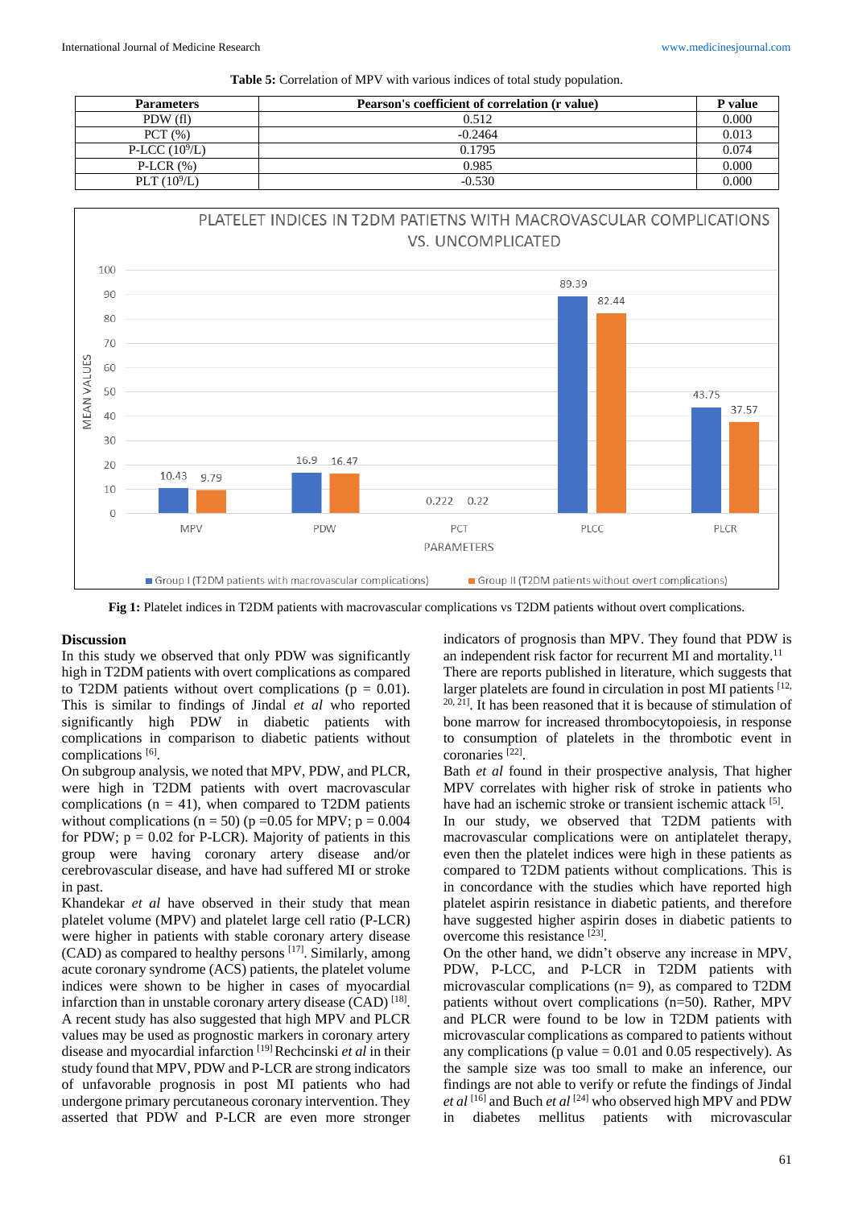**Table 5:** Correlation of MPV with various indices of total study population.

| Parameters | Pearson's coefficient of correlation (r value) | P value |
|---|---|---|
| PDW (fl) | 0.512 | 0.000 |
| PCT (%) | -0.2464 | 0.013 |
| P-LCC ($10^9$/L) | 0.1795 | 0.074 |
| P-LCR (%) | 0.985 | 0.000 |
| PLT ($10^9$/L) | -0.530 | 0.000 |

**Fig 1:** Platelet indices in T2DM patients with macrovascular complications vs T2DM patients without overt complications.

## Discussion

In this study we observed that only PDW was significantly high in T2DM patients with overt complications as compared to T2DM patients without overt complications (p = 0.01). This is similar to findings of Jindal *et al* who reported significantly high PDW in diabetic patients with complications in comparison to diabetic patients without complications [6].

On subgroup analysis, we noted that MPV, PDW, and PLCR, were high in T2DM patients with overt macrovascular complications (n = 41), when compared to T2DM patients without complications (n = 50) (p =0.05 for MPV; p = 0.004 for PDW; p = 0.02 for P-LCR). Majority of patients in this group were having coronary artery disease and/or cerebrovascular disease, and have had suffered MI or stroke in past.

Khandekar *et al* have observed in their study that mean platelet volume (MPV) and platelet large cell ratio (P-LCR) were higher in patients with stable coronary artery disease (CAD) as compared to healthy persons [17]. Similarly, among acute coronary syndrome (ACS) patients, the platelet volume indices were shown to be higher in cases of myocardial infarction than in unstable coronary artery disease (CAD) [18]. A recent study has also suggested that high MPV and PLCR values may be used as prognostic markers in coronary artery disease and myocardial infarction [19] Rechcinski *et al* in their study found that MPV, PDW and P-LCR are strong indicators of unfavorable prognosis in post MI patients who had undergone primary percutaneous coronary intervention. They asserted that PDW and P-LCR are even more stronger indicators of prognosis than MPV. They found that PDW is an independent risk factor for recurrent MI and mortality.[11]

There are reports published in literature, which suggests that larger platelets are found in circulation in post MI patients [12, 20, 21]. It has been reasoned that it is because of stimulation of bone marrow for increased thrombocytopoiesis, in response to consumption of platelets in the thrombotic event in coronaries [22].

Bath *et al* found in their prospective analysis, That higher MPV correlates with higher risk of stroke in patients who have had an ischemic stroke or transient ischemic attack [5].

In our study, we observed that T2DM patients with macrovascular complications were on antiplatelet therapy, even then the platelet indices were high in these patients as compared to T2DM patients without complications. This is in concordance with the studies which have reported high platelet aspirin resistance in diabetic patients, and therefore have suggested higher aspirin doses in diabetic patients to overcome this resistance [23].

On the other hand, we didn't observe any increase in MPV, PDW, P-LCC, and P-LCR in T2DM patients with microvascular complications (n= 9), as compared to T2DM patients without overt complications (n=50). Rather, MPV and PLCR were found to be low in T2DM patients with microvascular complications as compared to patients without any complications (p value = 0.01 and 0.05 respectively). As the sample size was too small to make an inference, our findings are not able to verify or refute the findings of Jindal *et al* [16] and Buch *et al* [24] who observed high MPV and PDW in diabetes mellitus patients with microvascular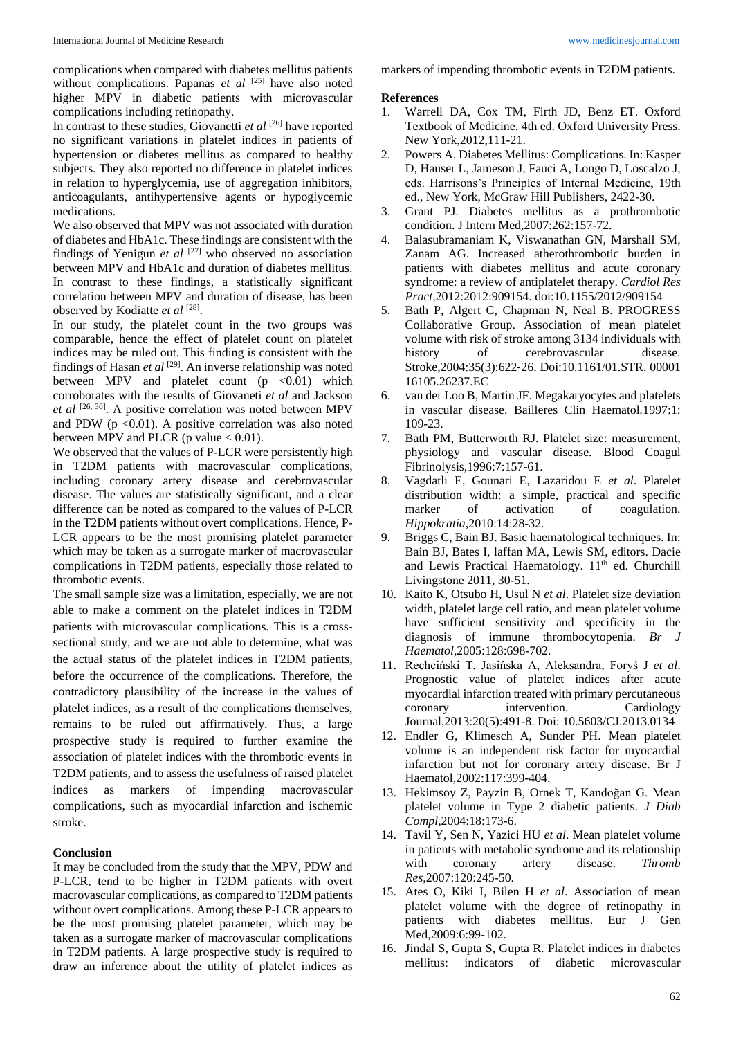complications when compared with diabetes mellitus patients without complications. Papanas *et al* [25] have also noted higher MPV in diabetic patients with microvascular complications including retinopathy.

In contrast to these studies, Giovanetti *et al* [26] have reported no significant variations in platelet indices in patients of hypertension or diabetes mellitus as compared to healthy subjects. They also reported no difference in platelet indices in relation to hyperglycemia, use of aggregation inhibitors, anticoagulants, antihypertensive agents or hypoglycemic medications.

We also observed that MPV was not associated with duration of diabetes and HbA1c. These findings are consistent with the findings of Yenigun *et al* [27] who observed no association between MPV and HbA1c and duration of diabetes mellitus. In contrast to these findings, a statistically significant correlation between MPV and duration of disease, has been observed by Kodiatte *et al* [28].

In our study, the platelet count in the two groups was comparable, hence the effect of platelet count on platelet indices may be ruled out. This finding is consistent with the findings of Hasan *et al* [29]. An inverse relationship was noted between MPV and platelet count ($p < 0.01$) which corroborates with the results of Giovaneti *et al* and Jackson *et al* [26, 30]. A positive correlation was noted between MPV and PDW ($p < 0.01$). A positive correlation was also noted between MPV and PLCR (p value $< 0.01$).

We observed that the values of P-LCR were persistently high in T2DM patients with macrovascular complications, including coronary artery disease and cerebrovascular disease. The values are statistically significant, and a clear difference can be noted as compared to the values of P-LCR in the T2DM patients without overt complications. Hence, P-LCR appears to be the most promising platelet parameter which may be taken as a surrogate marker of macrovascular complications in T2DM patients, especially those related to thrombotic events.

The small sample size was a limitation, especially, we are not able to make a comment on the platelet indices in T2DM patients with microvascular complications. This is a cross-sectional study, and we are not able to determine, what was the actual status of the platelet indices in T2DM patients, before the occurrence of the complications. Therefore, the contradictory plausibility of the increase in the values of platelet indices, as a result of the complications themselves, remains to be ruled out affirmatively. Thus, a large prospective study is required to further examine the association of platelet indices with the thrombotic events in T2DM patients, and to assess the usefulness of raised platelet indices as markers of impending macrovascular complications, such as myocardial infarction and ischemic stroke.

## Conclusion

It may be concluded from the study that the MPV, PDW and P-LCR, tend to be higher in T2DM patients with overt macrovascular complications, as compared to T2DM patients without overt complications. Among these P-LCR appears to be the most promising platelet parameter, which may be taken as a surrogate marker of macrovascular complications in T2DM patients. A large prospective study is required to draw an inference about the utility of platelet indices as markers of impending thrombotic events in T2DM patients.

## References

1. Warrell DA, Cox TM, Firth JD, Benz ET. Oxford Textbook of Medicine. 4th ed. Oxford University Press. New York,2012,111-21.
2. Powers A. Diabetes Mellitus: Complications. In: Kasper D, Hauser L, Jameson J, Fauci A, Longo D, Loscalzo J, eds. Harrisons's Principles of Internal Medicine, 19th ed., New York, McGraw Hill Publishers, 2422-30.
3. Grant PJ. Diabetes mellitus as a prothrombotic condition. J Intern Med,2007:262:157-72.
4. Balasubramaniam K, Viswanathan GN, Marshall SM, Zanam AG. Increased atherothrombotic burden in patients with diabetes mellitus and acute coronary syndrome: a review of antiplatelet therapy. *Cardiol Res Pract*,2012:2012:909154. doi:10.1155/2012/909154
5. Bath P, Algert C, Chapman N, Neal B. PROGRESS Collaborative Group. Association of mean platelet volume with risk of stroke among 3134 individuals with history of cerebrovascular disease. Stroke,2004:35(3):622-26. Doi:10.1161/01.STR. 00001 16105.26237.EC
6. van der Loo B, Martin JF. Megakaryocytes and platelets in vascular disease. Bailleres Clin Haematol.1997:1: 109-23.
7. Bath PM, Butterworth RJ. Platelet size: measurement, physiology and vascular disease. Blood Coagul Fibrinolysis,1996:7:157-61.
8. Vagdatli E, Gounari E, Lazaridou E *et al*. Platelet distribution width: a simple, practical and specific marker of activation of coagulation. *Hippokratia*,2010:14:28-32.
9. Briggs C, Bain BJ. Basic haematological techniques. In: Bain BJ, Bates I, laffan MA, Lewis SM, editors. Dacie and Lewis Practical Haematology. 11th ed. Churchill Livingstone 2011, 30-51.
10. Kaito K, Otsubo H, Usul N *et al*. Platelet size deviation width, platelet large cell ratio, and mean platelet volume have sufficient sensitivity and specificity in the diagnosis of immune thrombocytopenia. *Br J Haematol*,2005:128:698-702.
11. Rechciński T, Jasińska A, Aleksandra, Foryś J *et al*. Prognostic value of platelet indices after acute myocardial infarction treated with primary percutaneous coronary intervention. Cardiology Journal,2013:20(5):491-8. Doi: 10.5603/CJ.2013.0134
12. Endler G, Klimesch A, Sunder PH. Mean platelet volume is an independent risk factor for myocardial infarction but not for coronary artery disease. Br J Haematol,2002:117:399-404.
13. Hekimsoy Z, Payzin B, Ornek T, Kandoğan G. Mean platelet volume in Type 2 diabetic patients. *J Diab Compl*,2004:18:173-6.
14. Tavil Y, Sen N, Yazici HU *et al*. Mean platelet volume in patients with metabolic syndrome and its relationship with coronary artery disease. *Thromb Res*,2007:120:245-50.
15. Ates O, Kiki I, Bilen H *et al*. Association of mean platelet volume with the degree of retinopathy in patients with diabetes mellitus. Eur J Gen Med,2009:6:99-102.
16. Jindal S, Gupta S, Gupta R. Platelet indices in diabetes mellitus: indicators of diabetic microvascular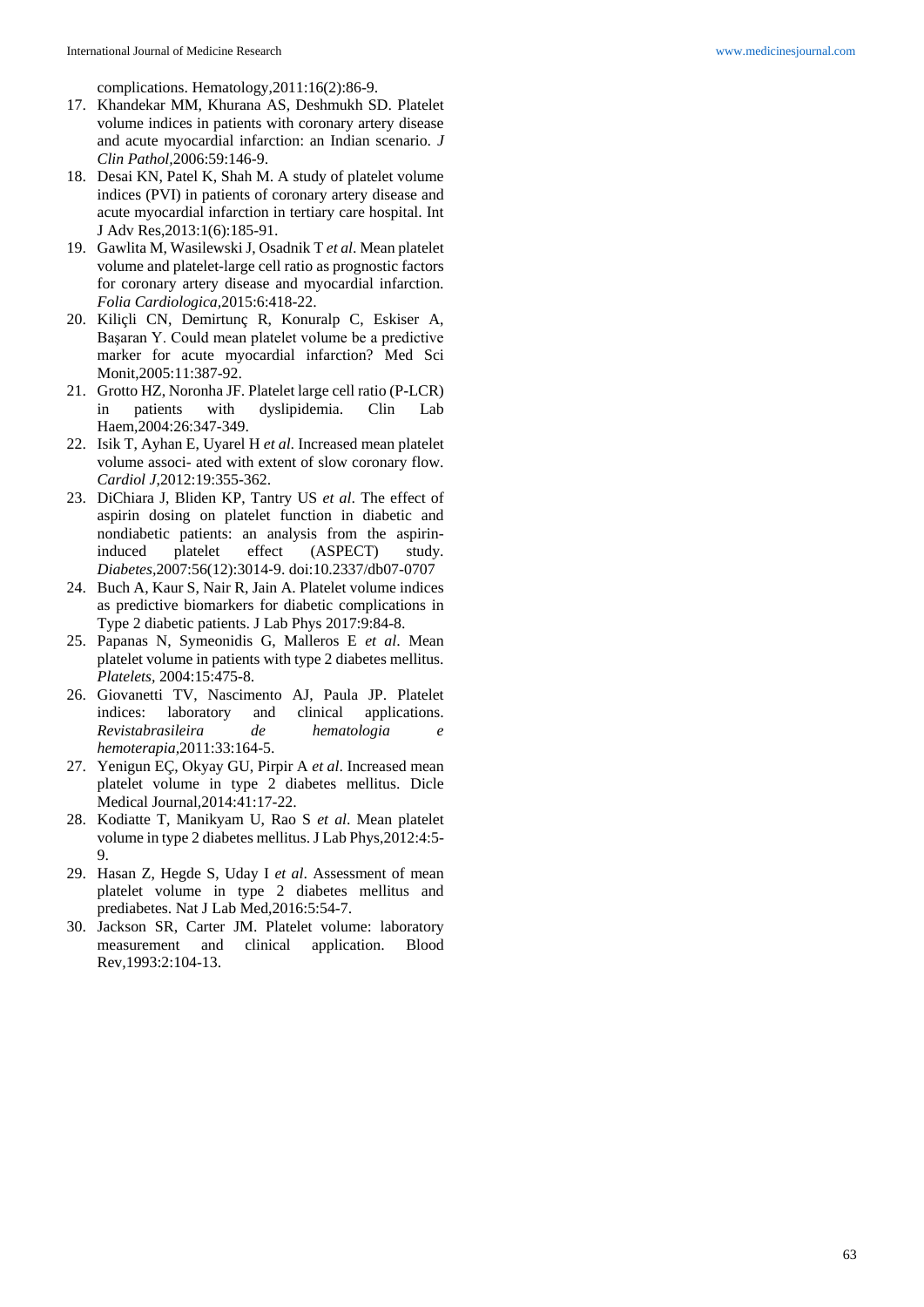complications. Hematology,2011:16(2):86-9.

17. Khandekar MM, Khurana AS, Deshmukh SD. Platelet volume indices in patients with coronary artery disease and acute myocardial infarction: an Indian scenario. *J Clin Pathol*,2006:59:146-9.
18. Desai KN, Patel K, Shah M. A study of platelet volume indices (PVI) in patients of coronary artery disease and acute myocardial infarction in tertiary care hospital. Int J Adv Res,2013:1(6):185-91.
19. Gawlita M, Wasilewski J, Osadnik T *et al*. Mean platelet volume and platelet-large cell ratio as prognostic factors for coronary artery disease and myocardial infarction. *Folia Cardiologica*,2015:6:418-22.
20. Kiliçli CN, Demirtunç R, Konuralp C, Eskiser A, Başaran Y. Could mean platelet volume be a predictive marker for acute myocardial infarction? Med Sci Monit,2005:11:387-92.
21. Grotto HZ, Noronha JF. Platelet large cell ratio (P-LCR) in patients with dyslipidemia. Clin Lab Haem,2004:26:347-349.
22. Isik T, Ayhan E, Uyarel H *et al*. Increased mean platelet volume associ- ated with extent of slow coronary flow. *Cardiol J*,2012:19:355-362.
23. DiChiara J, Bliden KP, Tantry US *et al*. The effect of aspirin dosing on platelet function in diabetic and nondiabetic patients: an analysis from the aspirin-induced platelet effect (ASPECT) study. *Diabetes*,2007:56(12):3014-9. doi:10.2337/db07-0707
24. Buch A, Kaur S, Nair R, Jain A. Platelet volume indices as predictive biomarkers for diabetic complications in Type 2 diabetic patients. J Lab Phys 2017:9:84-8.
25. Papanas N, Symeonidis G, Malleros E *et al*. Mean platelet volume in patients with type 2 diabetes mellitus. *Platelets*, 2004:15:475-8.
26. Giovanetti TV, Nascimento AJ, Paula JP. Platelet indices: laboratory and clinical applications. *Revistabrasileira de hematologia e hemoterapia*,2011:33:164-5.
27. Yenigun EÇ, Okyay GU, Pirpir A *et al*. Increased mean platelet volume in type 2 diabetes mellitus. Dicle Medical Journal,2014:41:17-22.
28. Kodiatte T, Manikyam U, Rao S *et al*. Mean platelet volume in type 2 diabetes mellitus. J Lab Phys,2012:4:5-9.
29. Hasan Z, Hegde S, Uday I *et al*. Assessment of mean platelet volume in type 2 diabetes mellitus and prediabetes. Nat J Lab Med,2016:5:54-7.
30. Jackson SR, Carter JM. Platelet volume: laboratory measurement and clinical application. Blood Rev,1993:2:104-13.